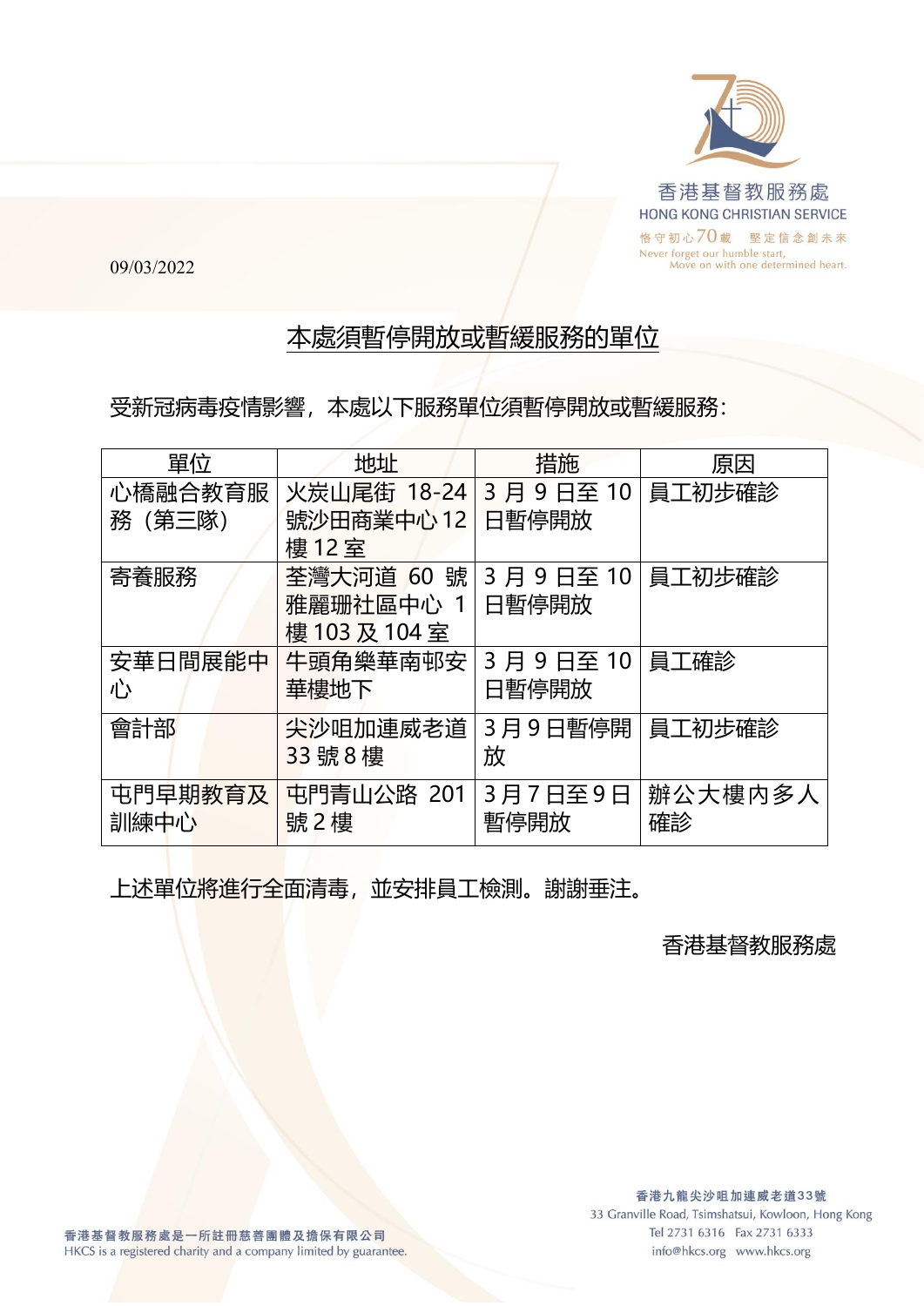09/03/2022

## 本處須暫停開放或暫緩服務的單位

受新冠病毒疫情影響，本處以下服務單位須暫停開放或暫緩服務：

| 單位 | 地址 | 措施 | 原因 |
|---|---|---|---|
| 心橋融合教育服務（第三隊） | 火炭山尾街 18-24 號沙田商業中心 12 樓 12 室 | 3 月 9 日至 10 日暫停開放 | 員工初步確診 |
| 寄養服務 | 荃灣大河道 60 號雅麗珊社區中心 1 樓 103 及 104 室 | 3 月 9 日至 10 日暫停開放 | 員工初步確診 |
| 安華日間展能中心 | 牛頭角樂華南邨安華樓地下 | 3 月 9 日至 10 日暫停開放 | 員工確診 |
| 會計部 | 尖沙咀加連威老道 33 號 8 樓 | 3 月 9 日暫停開放 | 員工初步確診 |
| 屯門早期教育及訓練中心 | 屯門青山公路 201 號 2 樓 | 3 月 7 日至 9 日暫停開放 | 辦公大樓內多人確診 |

上述單位將進行全面清毒，並安排員工檢測。謝謝垂注。

香港基督教服務處

香港基督教服務處是一所註冊慈善團體及擔保有限公司
HKCS is a registered charity and a company limited by guarantee.

香港九龍尖沙咀加連威老道33號
33 Granville Road, Tsimshatsui, Kowloon, Hong Kong
Tel 2731 6316 Fax 2731 6333
info@hkcs.org www.hkcs.org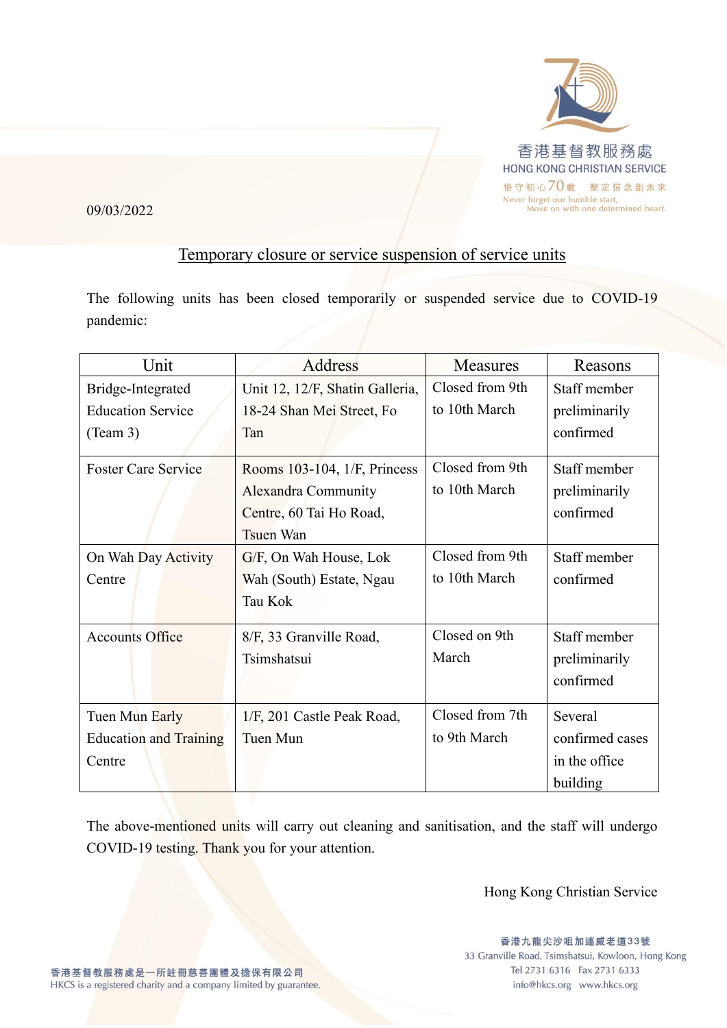香港基督教服務處
HONG KONG CHRISTIAN SERVICE
恪守初心70載 堅定信念創未來
Never forget our humble start,
Move on with one determined heart.

09/03/2022

## Temporary closure or service suspension of service units

The following units has been closed temporarily or suspended service due to COVID-19 pandemic:

| Unit | Address | Measures | Reasons |
|---|---|---|---|
| Bridge-Integrated Education Service (Team 3) | Unit 12, 12/F, Shatin Galleria, 18-24 Shan Mei Street, Fo Tan | Closed from 9th to 10th March | Staff member preliminarily confirmed |
| Foster Care Service | Rooms 103-104, 1/F, Princess Alexandra Community Centre, 60 Tai Ho Road, Tsuen Wan | Closed from 9th to 10th March | Staff member preliminarily confirmed |
| On Wah Day Activity Centre | G/F, On Wah House, Lok Wah (South) Estate, Ngau Tau Kok | Closed from 9th to 10th March | Staff member confirmed |
| Accounts Office | 8/F, 33 Granville Road, Tsimshatsui | Closed on 9th March | Staff member preliminarily confirmed |
| Tuen Mun Early Education and Training Centre | 1/F, 201 Castle Peak Road, Tuen Mun | Closed from 7th to 9th March | Several confirmed cases in the office building |

The above-mentioned units will carry out cleaning and sanitisation, and the staff will undergo COVID-19 testing. Thank you for your attention.

Hong Kong Christian Service

香港基督教服務處是一所註冊慈善團體及擔保有限公司
HKCS is a registered charity and a company limited by guarantee.

香港九龍尖沙咀加連威老道33號
33 Granville Road, Tsimshatsui, Kowloon, Hong Kong
Tel 2731 6316 Fax 2731 6333
info@hkcs.org www.hkcs.org